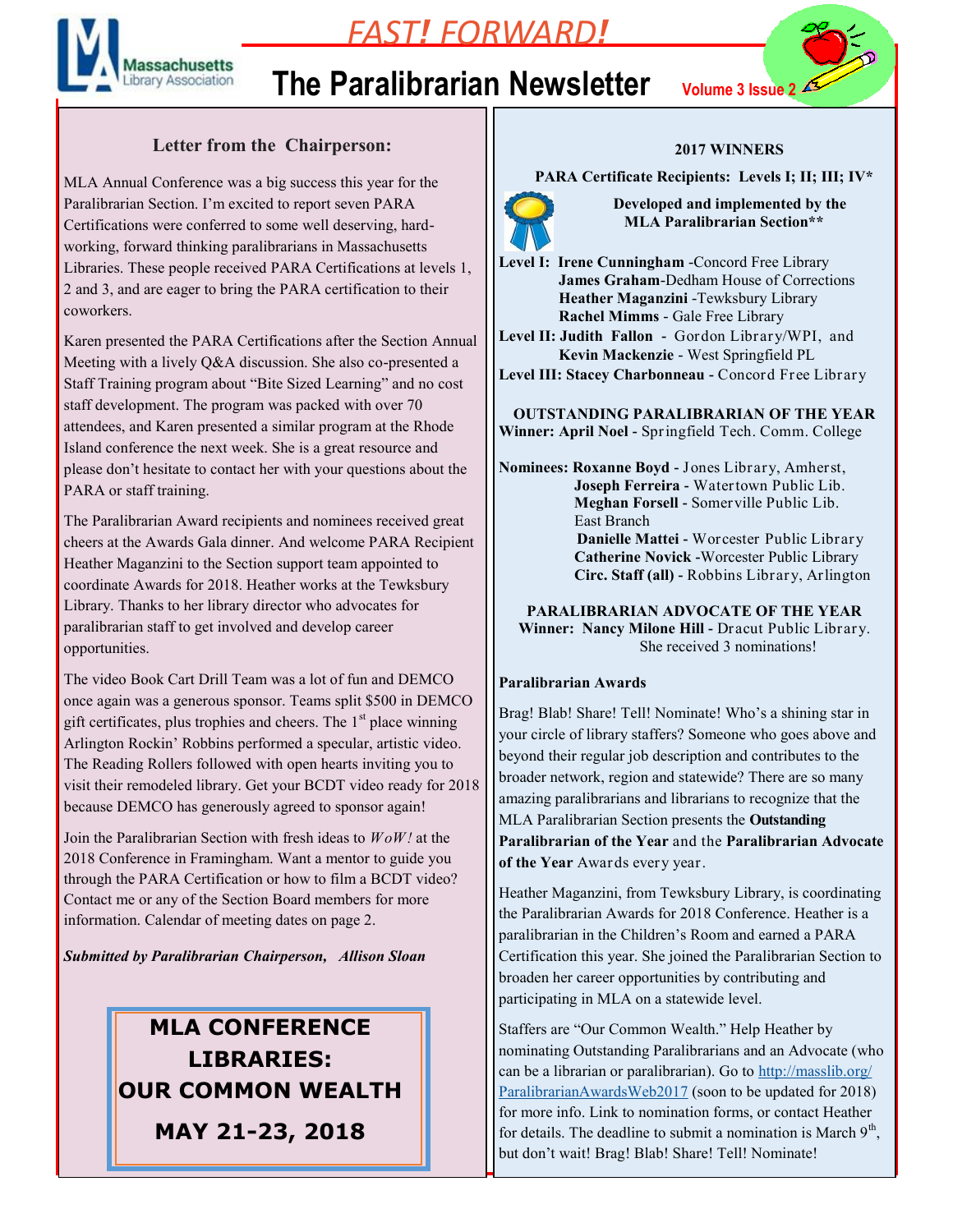# FAST! FORWARD!

# The Paralibrarian Newsletter

Volume 3 Issue 2

## Letter from the Chairperson:

MLA Annual Conference was a big success this year for the Paralibrarian Section. I'm excited to report seven PARA Certifications were conferred to some well deserving, hard-working, forward thinking paralibrarians in Massachusetts Libraries. These people received PARA Certifications at levels 1, 2 and 3, and are eager to bring the PARA certification to their coworkers.

Karen presented the PARA Certifications after the Section Annual Meeting with a lively Q&A discussion. She also co-presented a Staff Training program about "Bite Sized Learning" and no cost staff development. The program was packed with over 70 attendees, and Karen presented a similar program at the Rhode Island conference the next week. She is a great resource and please don't hesitate to contact her with your questions about the PARA or staff training.

The Paralibrarian Award recipients and nominees received great cheers at the Awards Gala dinner. And welcome PARA Recipient Heather Maganzini to the Section support team appointed to coordinate Awards for 2018. Heather works at the Tewksbury Library. Thanks to her library director who advocates for paralibrarian staff to get involved and develop career opportunities.

The video Book Cart Drill Team was a lot of fun and DEMCO once again was a generous sponsor. Teams split $500 in DEMCO gift certificates, plus trophies and cheers. The 1st place winning Arlington Rockin' Robbins performed a specular, artistic video. The Reading Rollers followed with open hearts inviting you to visit their remodeled library. Get your BCDT video ready for 2018 because DEMCO has generously agreed to sponsor again!

Join the Paralibrarian Section with fresh ideas to *WoW!* at the 2018 Conference in Framingham. Want a mentor to guide you through the PARA Certification or how to film a BCDT video? Contact me or any of the Section Board members for more information. Calendar of meeting dates on page 2.

***Submitted by Paralibrarian Chairperson, Allison Sloan***

**MLA CONFERENCE**
**LIBRARIES:**
**OUR COMMON WEALTH**
**MAY 21-23, 2018**

## 2017 WINNERS

**PARA Certificate Recipients: Levels I; II; III; IV\***

**Developed and implemented by the MLA Paralibrarian Section\*\***

**Level I:** **Irene Cunningham** -Concord Free Library
**James Graham**-Dedham House of Corrections
**Heather Maganzini** -Tewksbury Library
**Rachel Mimms** - Gale Free Library

**Level II:** **Judith Fallon** - Gordon Library/WPI, and
**Kevin Mackenzie** - West Springfield PL

**Level III:** **Stacey Charbonneau** - Concord Free Library

**OUTSTANDING PARALIBRARIAN OF THE YEAR**

**Winner: April Noel** - Springfield Tech. Comm. College

**Nominees:** **Roxanne Boyd** - Jones Library, Amherst,
**Joseph Ferreira** - Watertown Public Lib.
**Meghan Forsell** - Somerville Public Lib. East Branch
**Danielle Mattei** - Worcester Public Library
**Catherine Novick** -Worcester Public Library
**Circ. Staff (all)** - Robbins Library, Arlington

**PARALIBRARIAN ADVOCATE OF THE YEAR**

**Winner: Nancy Milone Hill** - Dracut Public Library. She received 3 nominations!

**Paralibrarian Awards**

Brag! Blab! Share! Tell! Nominate! Who's a shining star in your circle of library staffers? Someone who goes above and beyond their regular job description and contributes to the broader network, region and statewide? There are so many amazing paralibrarians and librarians to recognize that the MLA Paralibrarian Section presents the **Outstanding Paralibrarian of the Year** and the **Paralibrarian Advocate of the Year** Awards every year.

Heather Maganzini, from Tewksbury Library, is coordinating the Paralibrarian Awards for 2018 Conference. Heather is a paralibrarian in the Children's Room and earned a PARA Certification this year. She joined the Paralibrarian Section to broaden her career opportunities by contributing and participating in MLA on a statewide level.

Staffers are "Our Common Wealth." Help Heather by nominating Outstanding Paralibrarians and an Advocate (who can be a librarian or paralibrarian). Go to [http://masslib.org/ParalibrarianAwardsWeb2017](http://masslib.org/ParalibrarianAwardsWeb2017) (soon to be updated for 2018) for more info. Link to nomination forms, or contact Heather for details. The deadline to submit a nomination is March 9th, but don't wait! Brag! Blab! Share! Tell! Nominate!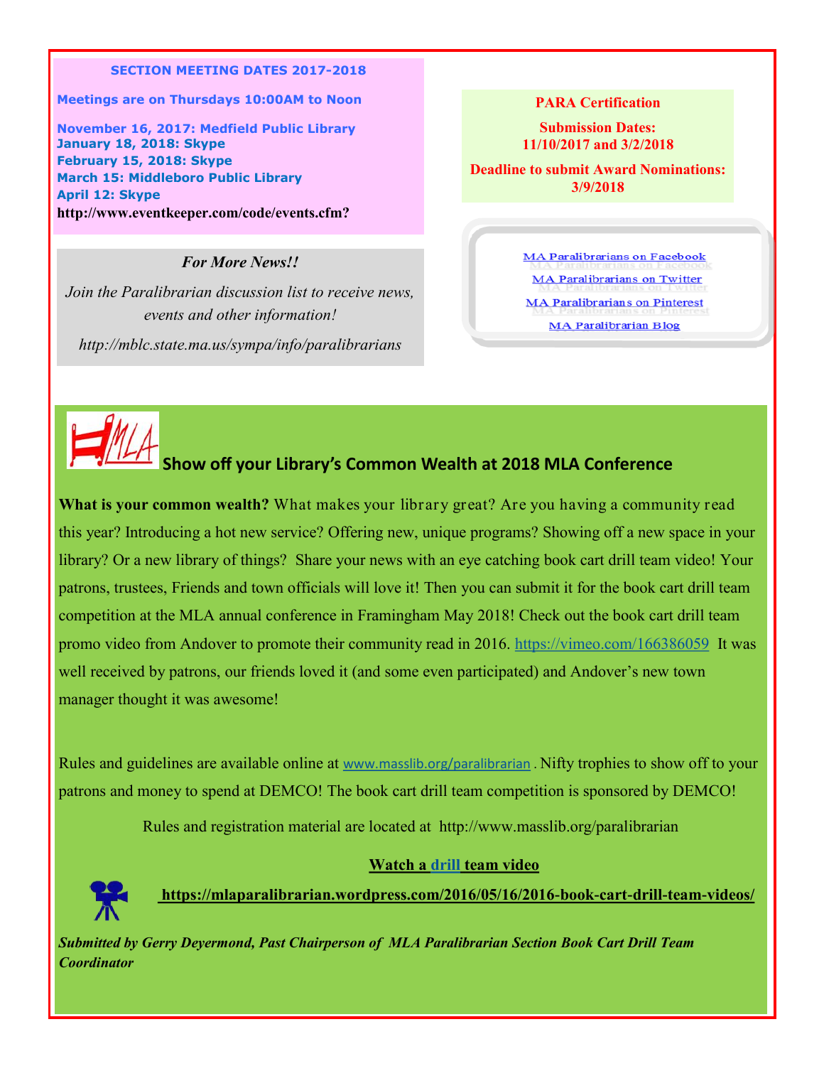**SECTION MEETING DATES 2017-2018**

**Meetings are on Thursdays 10:00AM to Noon**

**November 16, 2017: Medfield Public Library**
**January 18, 2018: Skype**
**February 15, 2018: Skype**
**March 15: Middleboro Public Library**
**April 12: Skype**
**http://www.eventkeeper.com/code/events.cfm?**

*For More News!!*

*Join the Paralibrarian discussion list to receive news, events and other information!*

*http://mblc.state.ma.us/sympa/info/paralibrarians*

**PARA Certification**

**Submission Dates:**
**11/10/2017 and 3/2/2018**

**Deadline to submit Award Nominations:**
**3/9/2018**

MA Paralibrarians on Facebook
MA Paralibrarians on Twitter
MA Paralibrarians on Pinterest
MA Paralibrarian Blog

## Show off your Library's Common Wealth at 2018 MLA Conference

**What is your common wealth?** What makes your library great? Are you having a community read this year? Introducing a hot new service? Offering new, unique programs? Showing off a new space in your library? Or a new library of things? Share your news with an eye catching book cart drill team video! Your patrons, trustees, Friends and town officials will love it! Then you can submit it for the book cart drill team competition at the MLA annual conference in Framingham May 2018! Check out the book cart drill team promo video from Andover to promote their community read in 2016. https://vimeo.com/166386059 It was well received by patrons, our friends loved it (and some even participated) and Andover's new town manager thought it was awesome!

Rules and guidelines are available online at www.masslib.org/paralibrarian . Nifty trophies to show off to your patrons and money to spend at DEMCO! The book cart drill team competition is sponsored by DEMCO!

Rules and registration material are located at http://www.masslib.org/paralibrarian

**Watch a drill team video**

**https://mlaparalibrarian.wordpress.com/2016/05/16/2016-book-cart-drill-team-videos/**

***Submitted by Gerry Deyermond, Past Chairperson of MLA Paralibrarian Section Book Cart Drill Team Coordinator***